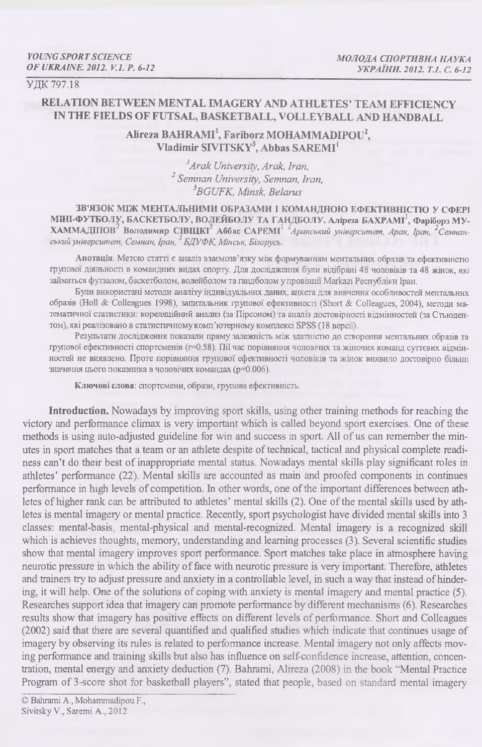УДК 797.18

# RELATION BETWEEN MENTAL IMAGERY AND ATHLETES' TEAM EFFICIENCY IN THE FIELDS OF FUTSAL, BASKETBALL, VOLLEYBALL AND HANDBALL

**Alireza BAHRAMI[1], Fariborz MOHAMMADIPOU[2], Vladimir SIVITSKY[3], Abbas SAREMI[1]**

*[1]Arak University, Arak, Iran,*
*[2] Semnan University, Semnan, Iran,*
*[3]BGUFK, Minsk, Belarus*

**ЗВ'ЯЗОК МІЖ МЕНТАЛЬНИМИ ОБРАЗАМИ І КОМАНДНОЮ ЕФЕКТИВНІСТЮ У СФЕРІ МІНІ-ФУТБОЛУ, БАСКЕТБОЛУ, ВОЛЕЙБОЛУ ТА ГАНДБОЛУ. Аліреза БАХРАМІ[1], Фаріборз МУХАММАДІПОВ[2] Володимир СІВІЦКІ[3] Аббас САРЕМІ[1]** *[1]Аракський університет, Арак, Іран, [2]Семнанський університет, Семнан, Іран, [3] БДУФК, Мінськ, Білорусь.*

**Анотація.** Метою статті є аналіз взаємозв'язку між формуванням ментальних образів та ефективністю групової діяльності в командних видах спорту. Для дослідження були відібрані 48 чоловіків та 48 жінок, які займаться футзалом, баскетболом, волейболом та гандболом у провінції Markazi Республіки Іран.

Були використані методи аналізу індивідуальних даних, анкета для вивчення особливостей ментальних образів (Holl & Colleagues 1998), запитальник групової ефективності (Short & Colleagues, 2004), методи математичної статистики: кореляційний анализ (за Пірсоном) та аналіз достовірності відмінностей (за Стьюдентом), які реалізовано в статистичному комп'ютерному комплексі SPSS (18 версії).

Результати дослідження показали пряму залежність між здатністю до створення ментальних образів та групової ефективності спортсменів (r=0.58). Пiл час порівняння чоловічих та жіночих команд суттєвих відмінностей не виявлено. Проте порівняння групової ефективності чоловіків та жінок виявило достовірно більші значення цього показника в чоловічих командах (p=0.006).

**Ключові слова**: спортсмени, образи, групова ефективність.

**Introduction.** Nowadays by improving sport skills, using other training methods for reaching the victory and performance climax is very important which is called beyond sport exercises. One of these methods is using auto-adjusted guideline for win and success in sport. All of us can remember the minutes in sport matches that a team or an athlete despite of technical, tactical and physical complete readiness can't do their best of inappropriate mental status. Nowadays mental skills play significant roles in athletes' performance (22). Mental skills are accounted as main and proofed components in continues performance in high levels of competition. In other words, one of the important differences between athletes of higher rank can be attributed to athletes' mental skills (2). One of the mental skills used by athletes is mental imagery or mental practice. Recently, sport psychologist have divided mental skills into 3 classes: mental-basis, mental-physical and mental-recognized. Mental imagery is a recognized skill which is achieves thoughts, memory, understanding and learning processes (3). Several scientific studies show that mental imagery improves sport performance. Sport matches take place in atmosphere having neurotic pressure in which the ability of face with neurotic pressure is very important. Therefore, athletes and trainers try to adjust pressure and anxiety in a controllable level, in such a way that instead of hindering, it will help. One of the solutions of coping with anxiety is mental imagery and mental practice (5). Researches support idea that imagery can promote performance by different mechanisms (6). Researches results show that imagery has positive effects on different levels of performance. Short and Colleagues (2002) said that there are several quantified and qualified studies which indicate that continues usage of imagery by observing its rules is related to performance increase. Mental imagery not only affects moving performance and training skills but also has influence on self-confidence increase, attention, concentration, mental energy and anxiety deduction (7). Bahrami, Alireza (2008) in the book "Mental Practice Program of 3-score shot for basketball players", stated that people, based on standard mental imagery

© Bahrami A., Mohammadipou F., Sivitsky V., Saremi A., 2012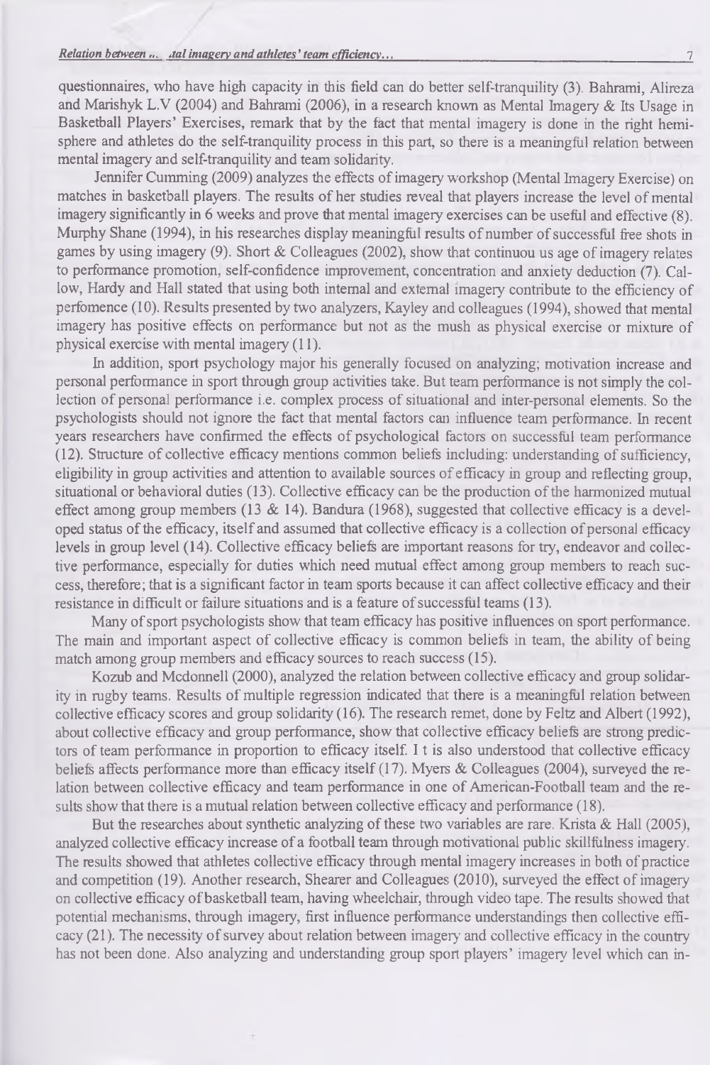questionnaires, who have high capacity in this field can do better self-tranquility (3). Bahrami, Alireza and Marishyk L.V (2004) and Bahrami (2006), in a research known as Mental Imagery & Its Usage in Basketball Players' Exercises, remark that by the fact that mental imagery is done in the right hemisphere and athletes do the self-tranquility process in this part, so there is a meaningful relation between mental imagery and self-tranquility and team solidarity.

Jennifer Cumming (2009) analyzes the effects of imagery workshop (Mental Imagery Exercise) on matches in basketball players. The results of her studies reveal that players increase the level of mental imagery significantly in 6 weeks and prove that mental imagery exercises can be useful and effective (8). Murphy Shane (1994), in his researches display meaningful results of number of successful free shots in games by using imagery (9). Short & Colleagues (2002), show that continuou us age of imagery relates to performance promotion, self-confidence improvement, concentration and anxiety deduction (7). Callow, Hardy and Hall stated that using both internal and external imagery contribute to the efficiency of perfomence (10). Results presented by two analyzers, Kayley and colleagues (1994), showed that mental imagery has positive effects on performance but not as the mush as physical exercise or mixture of physical exercise with mental imagery (11).

In addition, sport psychology major his generally focused on analyzing; motivation increase and personal performance in sport through group activities take. But team performance is not simply the collection of personal performance i.e. complex process of situational and inter-personal elements. So the psychologists should not ignore the fact that mental factors can influence team performance. In recent years researchers have confirmed the effects of psychological factors on successful team performance (12). Structure of collective efficacy mentions common beliefs including: understanding of sufficiency, eligibility in group activities and attention to available sources of efficacy in group and reflecting group, situational or behavioral duties (13). Collective efficacy can be the production of the harmonized mutual effect among group members (13 & 14). Bandura (1968), suggested that collective efficacy is a developed status of the efficacy, itself and assumed that collective efficacy is a collection of personal efficacy levels in group level (14). Collective efficacy beliefs are important reasons for try, endeavor and collective performance, especially for duties which need mutual effect among group members to reach success, therefore; that is a significant factor in team sports because it can affect collective efficacy and their resistance in difficult or failure situations and is a feature of successful teams (13).

Many of sport psychologists show that team efficacy has positive influences on sport performance. The main and important aspect of collective efficacy is common beliefs in team, the ability of being match among group members and efficacy sources to reach success (15).

Kozub and Mcdonnell (2000), analyzed the relation between collective efficacy and group solidarity in rugby teams. Results of multiple regression indicated that there is a meaningful relation between collective efficacy scores and group solidarity (16). The research remet, done by Feltz and Albert (1992), about collective efficacy and group performance, show that collective efficacy beliefs are strong predictors of team performance in proportion to efficacy itself. I t is also understood that collective efficacy beliefs affects performance more than efficacy itself (17). Myers & Colleagues (2004), surveyed the relation between collective efficacy and team performance in one of American-Football team and the results show that there is a mutual relation between collective efficacy and performance (18).

But the researches about synthetic analyzing of these two variables are rare. Krista & Hall (2005), analyzed collective efficacy increase of a football team through motivational public skillfulness imagery. The results showed that athletes collective efficacy through mental imagery increases in both of practice and competition (19). Another research, Shearer and Colleagues (2010), surveyed the effect of imagery on collective efficacy of basketball team, having wheelchair, through video tape. The results showed that potential mechanisms, through imagery, first influence performance understandings then collective efficacy (21). The necessity of survey about relation between imagery and collective efficacy in the country has not been done. Also analyzing and understanding group sport players' imagery level which can in-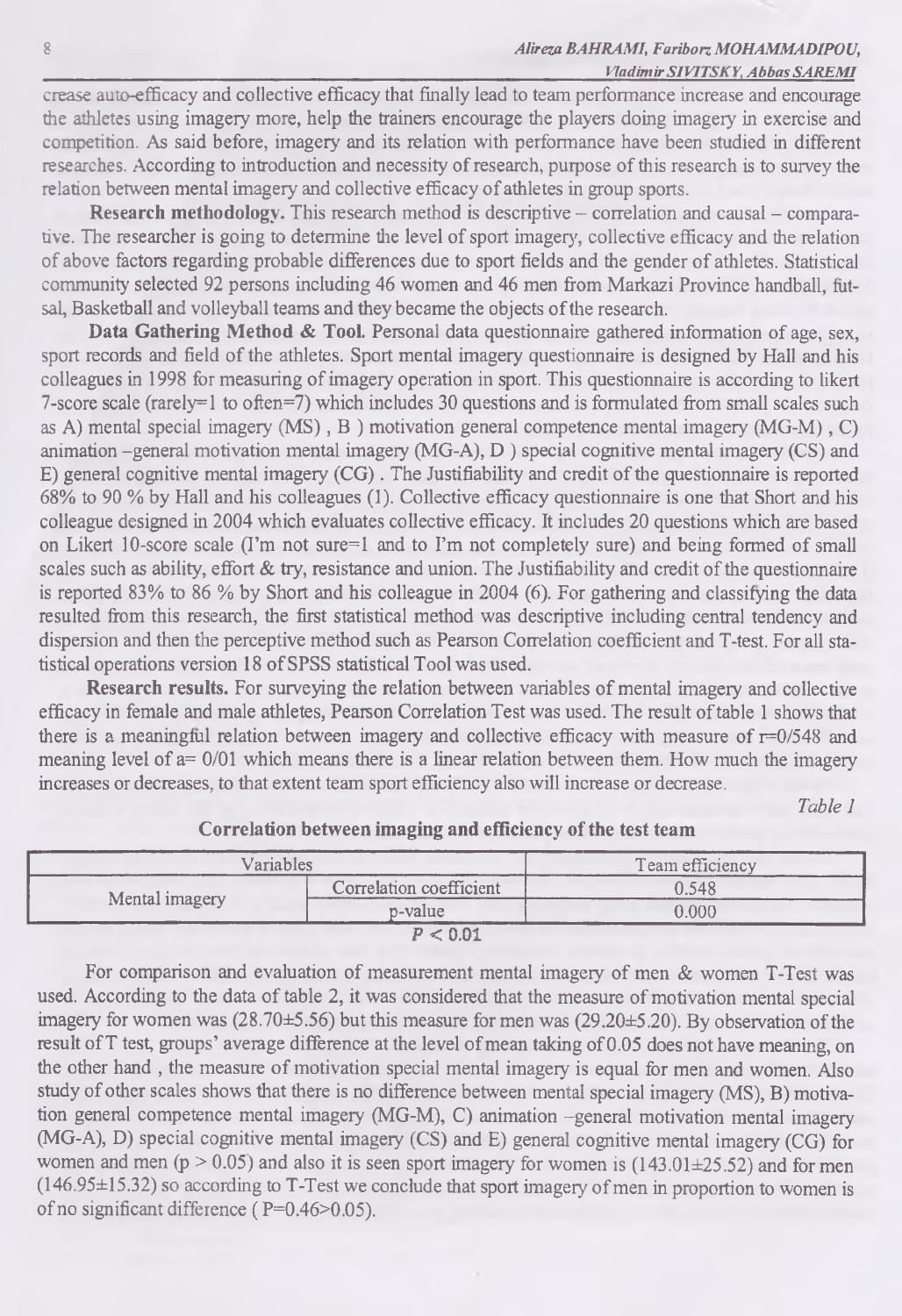crease auto-efficacy and collective efficacy that finally lead to team performance increase and encourage the athletes using imagery more, help the trainers encourage the players doing imagery in exercise and competition. As said before, imagery and its relation with performance have been studied in different researches. According to introduction and necessity of research, purpose of this research is to survey the relation between mental imagery and collective efficacy of athletes in group sports.

**Research methodology.** This research method is descriptive – correlation and causal – comparative. The researcher is going to determine the level of sport imagery, collective efficacy and the relation of above factors regarding probable differences due to sport fields and the gender of athletes. Statistical community selected 92 persons including 46 women and 46 men from Markazi Province handball, futsal, Basketball and volleyball teams and they became the objects of the research.

**Data Gathering Method & Tool.** Personal data questionnaire gathered information of age, sex, sport records and field of the athletes. Sport mental imagery questionnaire is designed by Hall and his colleagues in 1998 for measuring of imagery operation in sport. This questionnaire is according to likert 7-score scale (rarely=1 to often=7) which includes 30 questions and is formulated from small scales such as A) mental special imagery (MS) , B ) motivation general competence mental imagery (MG-M) , C) animation –general motivation mental imagery (MG-A), D ) special cognitive mental imagery (CS) and E) general cognitive mental imagery (CG) . The Justifiability and credit of the questionnaire is reported 68% to 90 % by Hall and his colleagues (1). Collective efficacy questionnaire is one that Short and his colleague designed in 2004 which evaluates collective efficacy. It includes 20 questions which are based on Likert 10-score scale (I'm not sure=1 and to I'm not completely sure) and being formed of small scales such as ability, effort & try, resistance and union. The Justifiability and credit of the questionnaire is reported 83% to 86 % by Short and his colleague in 2004 (6). For gathering and classifying the data resulted from this research, the first statistical method was descriptive including central tendency and dispersion and then the perceptive method such as Pearson Correlation coefficient and T-test. For all statistical operations version 18 of SPSS statistical Tool was used.

**Research results.** For surveying the relation between variables of mental imagery and collective efficacy in female and male athletes, Pearson Correlation Test was used. The result of table 1 shows that there is a meaningful relation between imagery and collective efficacy with measure of r=0/548 and meaning level of a= 0/01 which means there is a linear relation between them. How much the imagery increases or decreases, to that extent team sport efficiency also will increase or decrease.

*Table 1*

**Correlation between imaging and efficiency of the test team**

| Variables | | Team efficiency |
|---|---|---|
| Mental imagery | Correlation coefficient | 0.548 |
| | p-value | 0.000 |

$P < 0.01$

For comparison and evaluation of measurement mental imagery of men & women T-Test was used. According to the data of table 2, it was considered that the measure of motivation mental special imagery for women was (28.70±5.56) but this measure for men was (29.20±5.20). By observation of the result of T test, groups' average difference at the level of mean taking of 0.05 does not have meaning, on the other hand , the measure of motivation special mental imagery is equal for men and women. Also study of other scales shows that there is no difference between mental special imagery (MS), B) motivation general competence mental imagery (MG-M), C) animation –general motivation mental imagery (MG-A), D) special cognitive mental imagery (CS) and E) general cognitive mental imagery (CG) for women and men ($p > 0.05$) and also it is seen sport imagery for women is (143.01±25.52) and for men (146.95±15.32) so according to T-Test we conclude that sport imagery of men in proportion to women is of no significant difference ( $P=0.46>0.05$).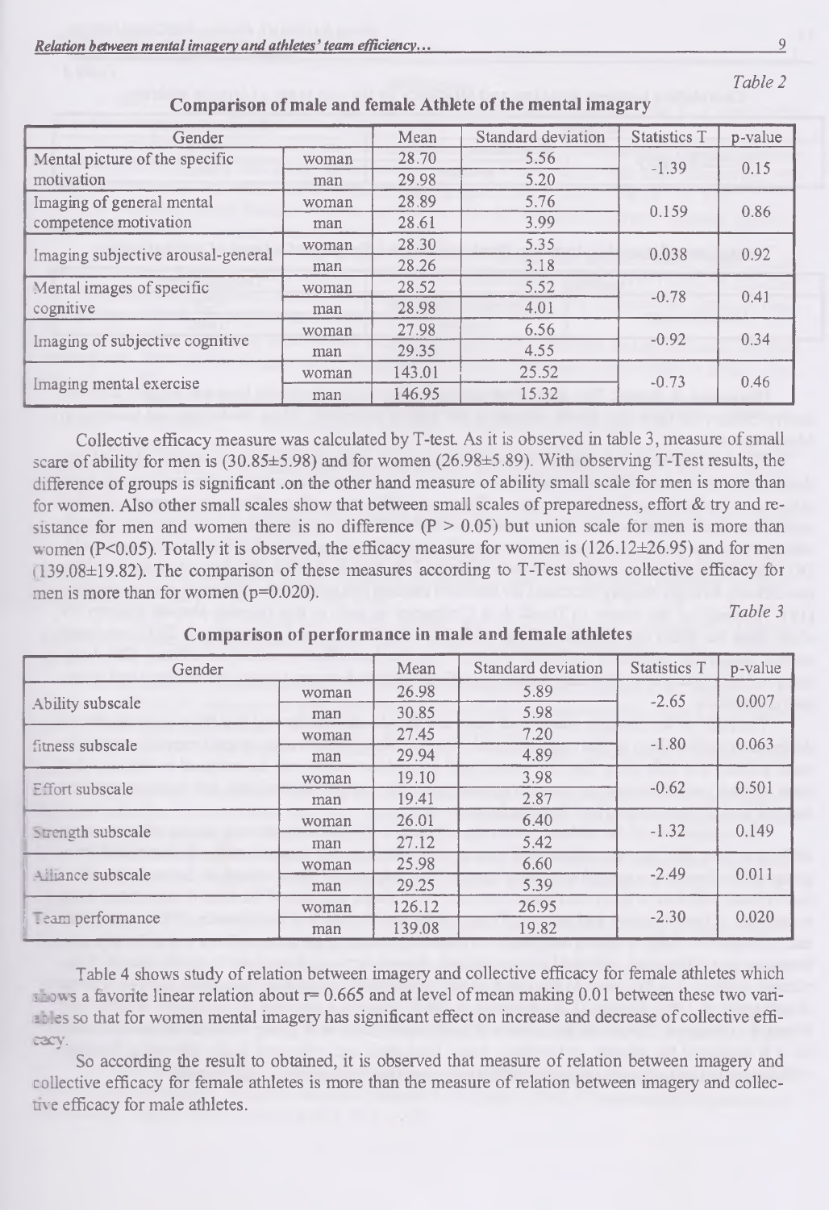*Table 2*

**Comparison of male and female Athlete of the mental imagary**

| Gender | | Mean | Standard deviation | Statistics T | p-value |
|---|---|---|---|---|---|
| Mental picture of the specific motivation | woman | 28.70 | 5.56 | -1.39 | 0.15 |
| | man | 29.98 | 5.20 | | |
| Imaging of general mental competence motivation | woman | 28.89 | 5.76 | 0.159 | 0.86 |
| | man | 28.61 | 3.99 | | |
| Imaging subjective arousal-general | woman | 28.30 | 5.35 | 0.038 | 0.92 |
| | man | 28.26 | 3.18 | | |
| Mental images of specific cognitive | woman | 28.52 | 5.52 | -0.78 | 0.41 |
| | man | 28.98 | 4.01 | | |
| Imaging of subjective cognitive | woman | 27.98 | 6.56 | -0.92 | 0.34 |
| | man | 29.35 | 4.55 | | |
| Imaging mental exercise | woman | 143.01 | 25.52 | -0.73 | 0.46 |
| | man | 146.95 | 15.32 | | |

Collective efficacy measure was calculated by T-test. As it is observed in table 3, measure of small scare of ability for men is (30.85±5.98) and for women (26.98±5.89). With observing T-Test results, the difference of groups is significant .on the other hand measure of ability small scale for men is more than for women. Also other small scales show that between small scales of preparedness, effort & try and resistance for men and women there is no difference ($P > 0.05$) but union scale for men is more than women ($P<0.05$). Totally it is observed, the efficacy measure for women is (126.12±26.95) and for men (139.08±19.82). The comparison of these measures according to T-Test shows collective efficacy for men is more than for women ($p=0.020$).

*Table 3*

**Comparison of performance in male and female athletes**

| Gender | | Mean | Standard deviation | Statistics T | p-value |
|---|---|---|---|---|---|
| Ability subscale | woman | 26.98 | 5.89 | -2.65 | 0.007 |
| | man | 30.85 | 5.98 | | |
| fitness subscale | woman | 27.45 | 7.20 | -1.80 | 0.063 |
| | man | 29.94 | 4.89 | | |
| Effort subscale | woman | 19.10 | 3.98 | -0.62 | 0.501 |
| | man | 19.41 | 2.87 | | |
| Strength subscale | woman | 26.01 | 6.40 | -1.32 | 0.149 |
| | man | 27.12 | 5.42 | | |
| Alliance subscale | woman | 25.98 | 6.60 | -2.49 | 0.011 |
| | man | 29.25 | 5.39 | | |
| Team performance | woman | 126.12 | 26.95 | -2.30 | 0.020 |
| | man | 139.08 | 19.82 | | |

Table 4 shows study of relation between imagery and collective efficacy for female athletes which shows a favorite linear relation about $r= 0.665$ and at level of mean making 0.01 between these two variables so that for women mental imagery has significant effect on increase and decrease of collective efficacy.

So according the result to obtained, it is observed that measure of relation between imagery and collective efficacy for female athletes is more than the measure of relation between imagery and collective efficacy for male athletes.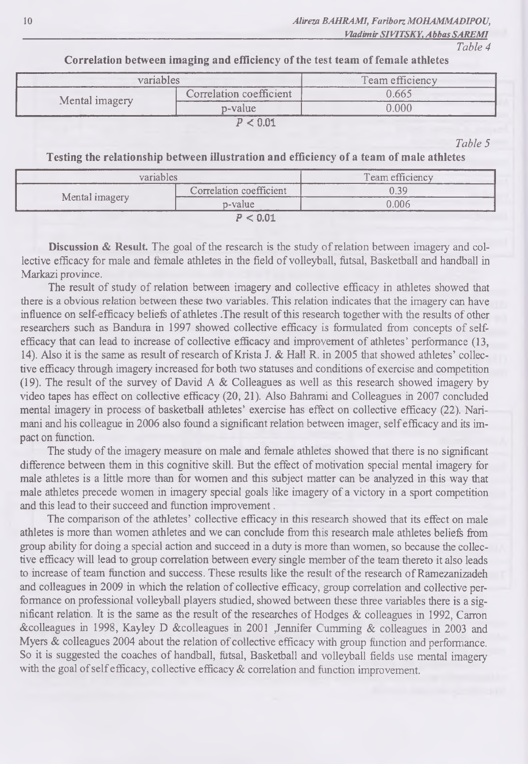*Table 4*

**Correlation between imaging and efficiency of the test team of female athletes**

| variables | | Team efficiency |
|---|---|---|
| Mental imagery | Correlation coefficient | 0.665 |
| | p-value | 0.000 |

$P < 0.01$

*Table 5*

**Testing the relationship between illustration and efficiency of a team of male athletes**

| variables | | Team efficiency |
|---|---|---|
| Mental imagery | Correlation coefficient | 0.39 |
| | p-value | 0.006 |

$P < 0.01$

**Discussion & Result.** The goal of the research is the study of relation between imagery and collective efficacy for male and female athletes in the field of volleyball, futsal, Basketball and handball in Markazi province.

The result of study of relation between imagery and collective efficacy in athletes showed that there is a obvious relation between these two variables. This relation indicates that the imagery can have influence on self-efficacy beliefs of athletes .The result of this research together with the results of other researchers such as Bandura in 1997 showed collective efficacy is formulated from concepts of self-efficacy that can lead to increase of collective efficacy and improvement of athletes' performance (13, 14). Also it is the same as result of research of Krista J. & Hall R. in 2005 that showed athletes' collective efficacy through imagery increased for both two statuses and conditions of exercise and competition (19). The result of the survey of David A & Colleagues as well as this research showed imagery by video tapes has effect on collective efficacy (20, 21). Also Bahrami and Colleagues in 2007 concluded mental imagery in process of basketball athletes' exercise has effect on collective efficacy (22). Narimani and his colleague in 2006 also found a significant relation between imager, self efficacy and its impact on function.

The study of the imagery measure on male and female athletes showed that there is no significant difference between them in this cognitive skill. But the effect of motivation special mental imagery for male athletes is a little more than for women and this subject matter can be analyzed in this way that male athletes precede women in imagery special goals like imagery of a victory in a sport competition and this lead to their succeed and function improvement .

The comparison of the athletes' collective efficacy in this research showed that its effect on male athletes is more than women athletes and we can conclude from this research male athletes beliefs from group ability for doing a special action and succeed in a duty is more than women, so because the collective efficacy will lead to group correlation between every single member of the team thereto it also leads to increase of team function and success. These results like the result of the research of Ramezanizadeh and colleagues in 2009 in which the relation of collective efficacy, group correlation and collective performance on professional volleyball players studied, showed between these three variables there is a significant relation. It is the same as the result of the researches of Hodges & colleagues in 1992, Carron &colleagues in 1998, Kayley D &colleagues in 2001 ,Jennifer Cumming & colleagues in 2003 and Myers & colleagues 2004 about the relation of collective efficacy with group function and performance. So it is suggested the coaches of handball, futsal, Basketball and volleyball fields use mental imagery with the goal of self efficacy, collective efficacy & correlation and function improvement.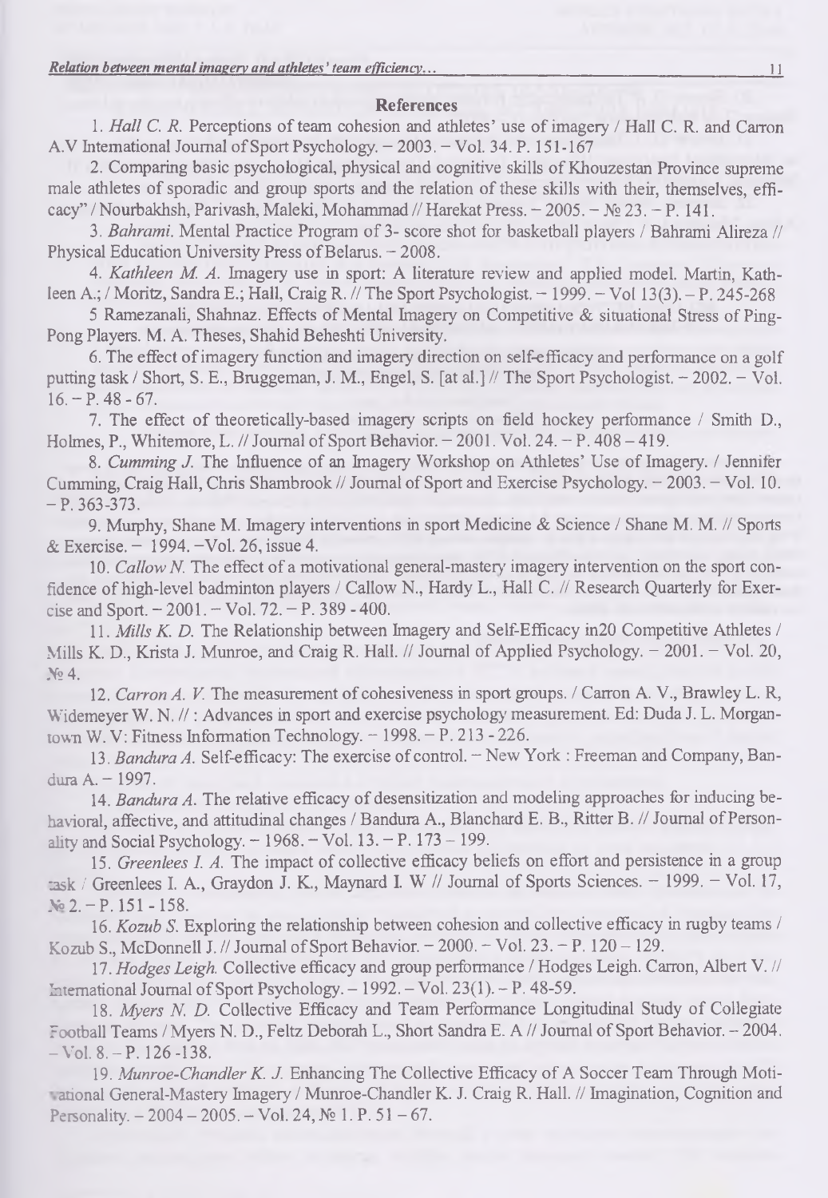## References

1. *Hall C. R.* Perceptions of team cohesion and athletes' use of imagery / Hall C. R. and Carron A.V International Journal of Sport Psychology. – 2003. – Vol. 34. P. 151-167

2. Comparing basic psychological, physical and cognitive skills of Khouzestan Province supreme male athletes of sporadic and group sports and the relation of these skills with their, themselves, efficacy" / Nourbakhsh, Parivash, Maleki, Mohammad // Harekat Press. – 2005. – № 23. – P. 141.

3. *Bahrami*. Mental Practice Program of 3- score shot for basketball players / Bahrami Alireza // Physical Education University Press of Belarus. – 2008.

4. *Kathleen M. A.* Imagery use in sport: A literature review and applied model. Martin, Kathleen A.; / Moritz, Sandra E.; Hall, Craig R. // The Sport Psychologist. – 1999. – Vol 13(3). – P. 245-268

5 Ramezanali, Shahnaz. Effects of Mental Imagery on Competitive & situational Stress of Ping-Pong Players. M. A. Theses, Shahid Beheshti University.

6. The effect of imagery function and imagery direction on self-efficacy and performance on a golf putting task / Short, S. E., Bruggeman, J. M., Engel, S. [at al.] // The Sport Psychologist. – 2002. – Vol. 16. – P. 48 - 67.

7. The effect of theoretically-based imagery scripts on field hockey performance / Smith D., Holmes, P., Whitemore, L. // Journal of Sport Behavior. – 2001. Vol. 24. – P. 408 – 419.

8. *Cumming J.* The Influence of an Imagery Workshop on Athletes' Use of Imagery. / Jennifer Cumming, Craig Hall, Chris Shambrook // Journal of Sport and Exercise Psychology. – 2003. – Vol. 10. – P. 363-373.

9. Murphy, Shane M. Imagery interventions in sport Medicine & Science / Shane M. M. // Sports & Exercise. – 1994. –Vol. 26, issue 4.

10. *Callow N.* The effect of a motivational general-mastery imagery intervention on the sport confidence of high-level badminton players / Callow N., Hardy L., Hall C. // Research Quarterly for Exercise and Sport. – 2001. – Vol. 72. – P. 389 - 400.

11. *Mills K. D.* The Relationship between Imagery and Self-Efficacy in20 Competitive Athletes / Mills K. D., Krista J. Munroe, and Craig R. Hall. // Journal of Applied Psychology. – 2001. – Vol. 20, № 4.

12. *Carron A. V.* The measurement of cohesiveness in sport groups. / Carron A. V., Brawley L. R, Widemeyer W. N. // : Advances in sport and exercise psychology measurement. Ed: Duda J. L. Morgantown W. V: Fitness Information Technology. – 1998. – P. 213 - 226.

13. *Bandura A.* Self-efficacy: The exercise of control. – New York : Freeman and Company, Bandura A. – 1997.

14. *Bandura A.* The relative efficacy of desensitization and modeling approaches for inducing behavioral, affective, and attitudinal changes / Bandura A., Blanchard E. B., Ritter B. // Journal of Personality and Social Psychology. – 1968. – Vol. 13. – P. 173 – 199.

15. *Greenlees I. A.* The impact of collective efficacy beliefs on effort and persistence in a group task / Greenlees I. A., Graydon J. K., Maynard I. W // Journal of Sports Sciences. – 1999. – Vol. 17, № 2. – P. 151 - 158.

16. *Kozub S.* Exploring the relationship between cohesion and collective efficacy in rugby teams / Kozub S., McDonnell J. // Journal of Sport Behavior. – 2000. – Vol. 23. – P. 120 – 129.

17. *Hodges Leigh.* Collective efficacy and group performance / Hodges Leigh. Carron, Albert V. // International Journal of Sport Psychology. – 1992. – Vol. 23(1). – P. 48-59.

18. *Myers N. D.* Collective Efficacy and Team Performance Longitudinal Study of Collegiate Football Teams / Myers N. D., Feltz Deborah L., Short Sandra E. A // Journal of Sport Behavior. – 2004. – Vol. 8. – P. 126 -138.

19. *Munroe-Chandler K. J.* Enhancing The Collective Efficacy of A Soccer Team Through Motivational General-Mastery Imagery / Munroe-Chandler K. J. Craig R. Hall. // Imagination, Cognition and Personality. – 2004 – 2005. – Vol. 24, № 1. P. 51 – 67.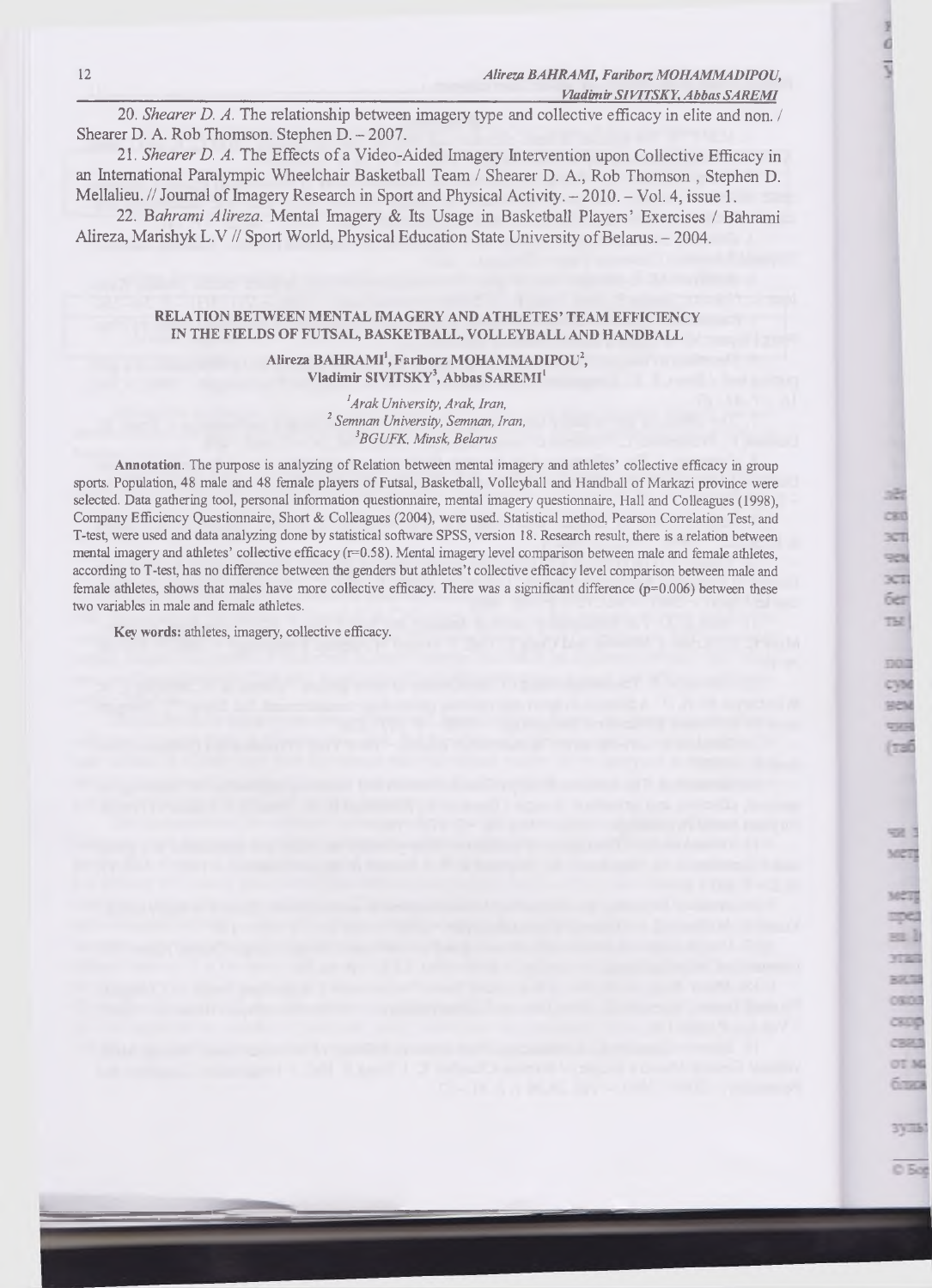20. *Shearer D. A.* The relationship between imagery type and collective efficacy in elite and non. / Shearer D. A. Rob Thomson. Stephen D. – 2007.

21. *Shearer D. A.* The Effects of a Video-Aided Imagery Intervention upon Collective Efficacy in an International Paralympic Wheelchair Basketball Team / Shearer D. A., Rob Thomson , Stephen D. Mellalieu. // Journal of Imagery Research in Sport and Physical Activity. – 2010. – Vol. 4, issue 1.

22. B*ahrami Alireza*. Mental Imagery & Its Usage in Basketball Players' Exercises / Bahrami Alireza, Marishyk L.V // Sport World, Physical Education State University of Belarus. – 2004.

## RELATION BETWEEN MENTAL IMAGERY AND ATHLETES' TEAM EFFICIENCY IN THE FIELDS OF FUTSAL, BASKETBALL, VOLLEYBALL AND HANDBALL

**Alireza BAHRAMI[1], Fariborz MOHAMMADIPOU[2], Vladimir SIVITSKY[3], Abbas SAREMI[1]**

*[1]Arak University, Arak, Iran,*
*[2] Semnan University, Semnan, Iran,*
*[3]BGUFK, Minsk, Belarus*

**Annotation**. The purpose is analyzing of Relation between mental imagery and athletes' collective efficacy in group sports. Population, 48 male and 48 female players of Futsal, Basketball, Volleyball and Handball of Markazi province were selected. Data gathering tool, personal information questionnaire, mental imagery questionnaire, Hall and Colleagues (1998), Company Efficiency Questionnaire, Short & Colleagues (2004), were used. Statistical method, Pearson Correlation Test, and T-test, were used and data analyzing done by statistical software SPSS, version 18. Research result, there is a relation between mental imagery and athletes' collective efficacy ($r=0.58$). Mental imagery level comparison between male and female athletes, according to T-test, has no difference between the genders but athletes't collective efficacy level comparison between male and female athletes, shows that males have more collective efficacy. There was a significant difference ($p=0.006$) between these two variables in male and female athletes.

**Key words:** athletes, imagery, collective efficacy.